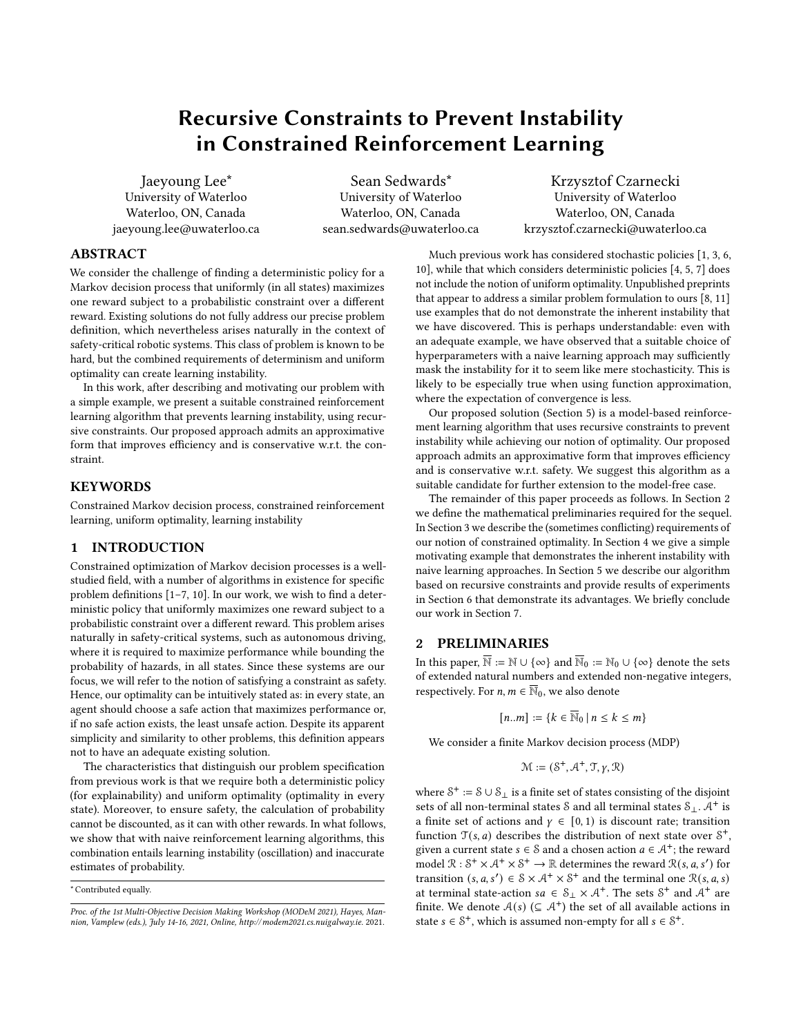# Recursive Constraints to Prevent Instability in Constrained Reinforcement Learning

Jaeyoung Lee*
University of Waterloo
Waterloo, ON, Canada
jaeyoung.lee@uwaterloo.ca

Sean Sedwards*
University of Waterloo
Waterloo, ON, Canada
sean.sedwards@uwaterloo.ca

Krzysztof Czarnecki
University of Waterloo
Waterloo, ON, Canada
krzysztof.czarnecki@uwaterloo.ca

## ABSTRACT

We consider the challenge of finding a deterministic policy for a Markov decision process that uniformly (in all states) maximizes one reward subject to a probabilistic constraint over a different reward. Existing solutions do not fully address our precise problem definition, which nevertheless arises naturally in the context of safety-critical robotic systems. This class of problem is known to be hard, but the combined requirements of determinism and uniform optimality can create learning instability.

In this work, after describing and motivating our problem with a simple example, we present a suitable constrained reinforcement learning algorithm that prevents learning instability, using recursive constraints. Our proposed approach admits an approximative form that improves efficiency and is conservative w.r.t. the constraint.

## KEYWORDS

Constrained Markov decision process, constrained reinforcement learning, uniform optimality, learning instability

## 1 INTRODUCTION

Constrained optimization of Markov decision processes is a well-studied field, with a number of algorithms in existence for specific problem definitions [1–7, 10]. In our work, we wish to find a deterministic policy that uniformly maximizes one reward subject to a probabilistic constraint over a different reward. This problem arises naturally in safety-critical systems, such as autonomous driving, where it is required to maximize performance while bounding the probability of hazards, in all states. Since these systems are our focus, we will refer to the notion of satisfying a constraint as safety. Hence, our optimality can be intuitively stated as: in every state, an agent should choose a safe action that maximizes performance or, if no safe action exists, the least unsafe action. Despite its apparent simplicity and similarity to other problems, this definition appears not to have an adequate existing solution.

The characteristics that distinguish our problem specification from previous work is that we require both a deterministic policy (for explainability) and uniform optimality (optimality in every state). Moreover, to ensure safety, the calculation of probability cannot be discounted, as it can with other rewards. In what follows, we show that with naive reinforcement learning algorithms, this combination entails learning instability (oscillation) and inaccurate estimates of probability.

Much previous work has considered stochastic policies [1, 3, 6, 10], while that which considers deterministic policies [4, 5, 7] does not include the notion of uniform optimality. Unpublished preprints that appear to address a similar problem formulation to ours [8, 11] use examples that do not demonstrate the inherent instability that we have discovered. This is perhaps understandable: even with an adequate example, we have observed that a suitable choice of hyperparameters with a naive learning approach may sufficiently mask the instability for it to seem like mere stochasticity. This is likely to be especially true when using function approximation, where the expectation of convergence is less.

Our proposed solution (Section 5) is a model-based reinforcement learning algorithm that uses recursive constraints to prevent instability while achieving our notion of optimality. Our proposed approach admits an approximative form that improves efficiency and is conservative w.r.t. safety. We suggest this algorithm as a suitable candidate for further extension to the model-free case.

The remainder of this paper proceeds as follows. In Section 2 we define the mathematical preliminaries required for the sequel. In Section 3 we describe the (sometimes conflicting) requirements of our notion of constrained optimality. In Section 4 we give a simple motivating example that demonstrates the inherent instability with naive learning approaches. In Section 5 we describe our algorithm based on recursive constraints and provide results of experiments in Section 6 that demonstrate its advantages. We briefly conclude our work in Section 7.

## 2 PRELIMINARIES

In this paper, $\overline{\mathbb{N}} := \mathbb{N} \cup \{\infty\}$ and $\overline{\mathbb{N}}_0 := \mathbb{N}_0 \cup \{\infty\}$ denote the sets of extended natural numbers and extended non-negative integers, respectively. For $n, m \in \overline{\mathbb{N}}_0$, we also denote

$$[n..m] := \{k \in \overline{\mathbb{N}}_0 \mid n \leq k \leq m\}$$

We consider a finite Markov decision process (MDP)

$$\mathcal{M} := (\mathcal{S}^+, \mathcal{A}^+, \mathcal{T}, \gamma, \mathcal{R})$$

where $\mathcal{S}^+ := \mathcal{S} \cup \mathcal{S}_\perp$ is a finite set of states consisting of the disjoint sets of all non-terminal states $\mathcal{S}$ and all terminal states $\mathcal{S}_\perp$. $\mathcal{A}^+$ is a finite set of actions and $\gamma \in [0, 1)$ is discount rate; transition function $\mathcal{T}(s, a)$ describes the distribution of next state over $\mathcal{S}^+$, given a current state $s \in \mathcal{S}$ and a chosen action $a \in \mathcal{A}^+$; the reward model $\mathcal{R} : \mathcal{S}^+ \times \mathcal{A}^+ \times \mathcal{S}^+ \to \mathbb{R}$ determines the reward $\mathcal{R}(s, a, s')$ for transition $(s, a, s') \in \mathcal{S} \times \mathcal{A}^+ \times \mathcal{S}^+$ and the terminal one $\mathcal{R}(s, a, s)$ at terminal state-action $sa \in \mathcal{S}_\perp \times \mathcal{A}^+$. The sets $\mathcal{S}^+$ and $\mathcal{A}^+$ are finite. We denote $\mathcal{A}(s)$ ($\subseteq \mathcal{A}^+$) the set of all available actions in state $s \in \mathcal{S}^+$, which is assumed non-empty for all $s \in \mathcal{S}^+$.

*Contributed equally.

*Proc. of the 1st Multi-Objective Decision Making Workshop (MODeM 2021), Hayes, Mannion, Vamplew (eds.), July 14-16, 2021, Online, http://modem2021.cs.nuigalway.ie.* 2021.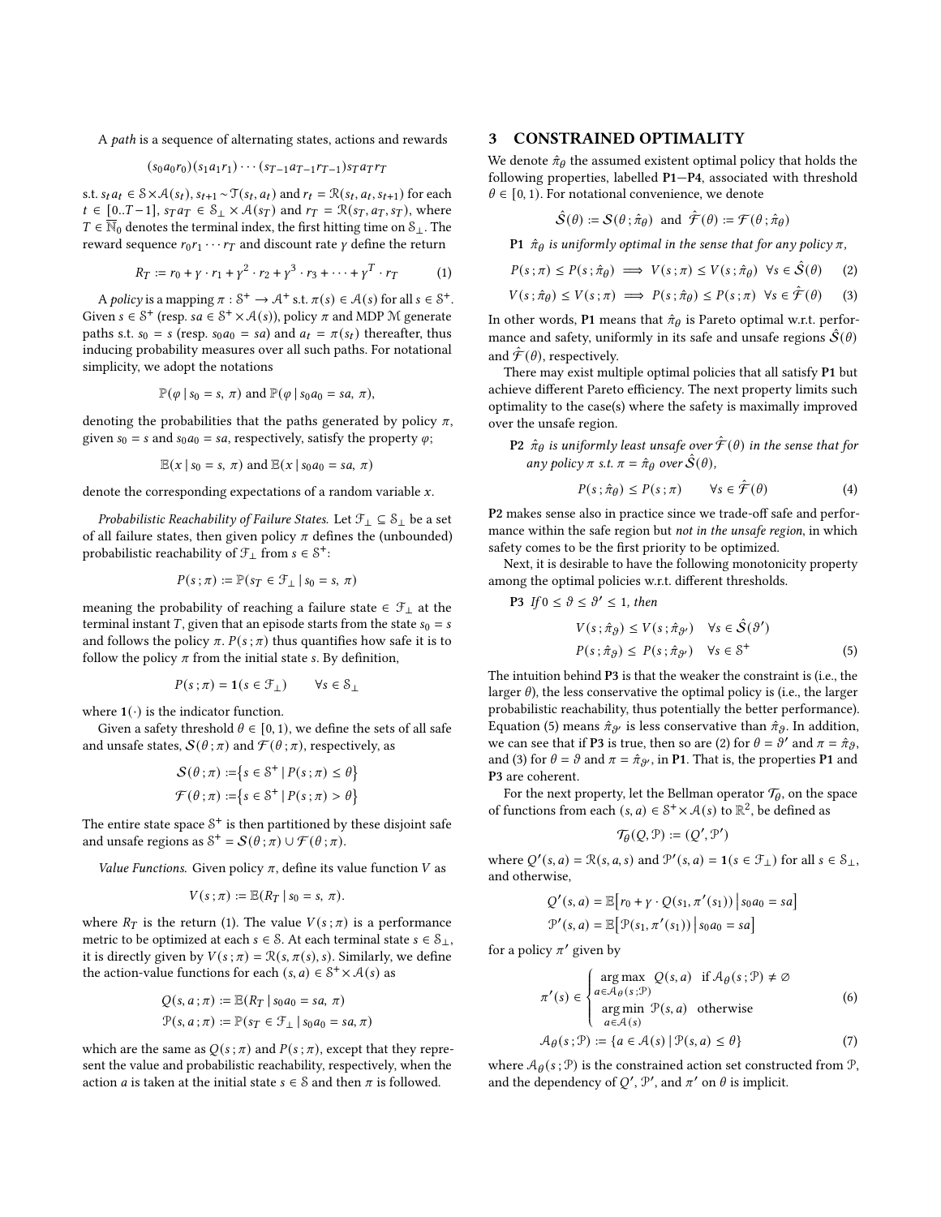A *path* is a sequence of alternating states, actions and rewards

$$(s_0 a_0 r_0)(s_1 a_1 r_1) \cdots (s_{T-1} a_{T-1} r_{T-1}) s_T a_T r_T$$

s.t. $s_t a_t \in \mathcal{S} \times \mathcal{A}(s_t)$, $s_{t+1} \sim \mathcal{T}(s_t, a_t)$ and $r_t = \mathcal{R}(s_t, a_t, s_{t+1})$ for each $t \in [0..T-1]$, $s_T a_T \in \mathcal{S}_\perp \times \mathcal{A}(s_T)$ and $r_T = \mathcal{R}(s_T, a_T, s_T)$, where $T \in \overline{\mathbb{N}}_0$ denotes the terminal index, the first hitting time on $\mathcal{S}_\perp$. The reward sequence $r_0 r_1 \cdots r_T$ and discount rate $\gamma$ define the return

$$R_T := r_0 + \gamma \cdot r_1 + \gamma^2 \cdot r_2 + \gamma^3 \cdot r_3 + \cdots + \gamma^T \cdot r_T \tag{1}$$

A *policy* is a mapping $\pi : \mathcal{S}^+ \to \mathcal{A}^+$ s.t. $\pi(s) \in \mathcal{A}(s)$ for all $s \in \mathcal{S}^+$. Given $s \in \mathcal{S}^+$ (resp. $sa \in \mathcal{S}^+ \times \mathcal{A}(s)$), policy $\pi$ and MDP $\mathcal{M}$ generate paths s.t. $s_0 = s$ (resp. $s_0 a_0 = sa$) and $a_t = \pi(s_t)$ thereafter, thus inducing probability measures over all such paths. For notational simplicity, we adopt the notations

$$\mathbb{P}(\varphi \mid s_0 = s,\ \pi) \text{ and } \mathbb{P}(\varphi \mid s_0 a_0 = sa,\ \pi),$$

denoting the probabilities that the paths generated by policy $\pi$, given $s_0 = s$ and $s_0 a_0 = sa$, respectively, satisfy the property $\varphi$;

$$\mathbb{E}(x \mid s_0 = s,\ \pi) \text{ and } \mathbb{E}(x \mid s_0 a_0 = sa,\ \pi)$$

denote the corresponding expectations of a random variable $x$.

*Probabilistic Reachability of Failure States.* Let $\mathcal{F}_\perp \subseteq \mathcal{S}_\perp$ be a set of all failure states, then given policy $\pi$ defines the (unbounded) probabilistic reachability of $\mathcal{F}_\perp$ from $s \in \mathcal{S}^+$:

$$P(s\,;\pi) := \mathbb{P}(s_T \in \mathcal{F}_\perp \mid s_0 = s,\ \pi)$$

meaning the probability of reaching a failure state $\in \mathcal{F}_\perp$ at the terminal instant $T$, given that an episode starts from the state $s_0 = s$ and follows the policy $\pi$. $P(s\,;\pi)$ thus quantifies how safe it is to follow the policy $\pi$ from the initial state $s$. By definition,

$$P(s\,;\pi) = \mathbf{1}(s \in \mathcal{F}_\perp) \qquad \forall s \in \mathcal{S}_\perp$$

where $\mathbf{1}(\cdot)$ is the indicator function.

Given a safety threshold $\theta \in [0, 1)$, we define the sets of all safe and unsafe states, $\mathcal{S}(\theta\,;\pi)$ and $\mathcal{F}(\theta\,;\pi)$, respectively, as

$$\mathcal{S}(\theta\,;\pi) := \{s \in \mathcal{S}^+ \mid P(s\,;\pi) \le \theta\}$$
$$\mathcal{F}(\theta\,;\pi) := \{s \in \mathcal{S}^+ \mid P(s\,;\pi) > \theta\}$$

The entire state space $\mathcal{S}^+$ is then partitioned by these disjoint safe and unsafe regions as $\mathcal{S}^+ = \mathcal{S}(\theta\,;\pi) \cup \mathcal{F}(\theta\,;\pi)$.

*Value Functions.* Given policy $\pi$, define its value function $V$ as

$$V(s\,;\pi) := \mathbb{E}(R_T \mid s_0 = s,\ \pi).$$

where $R_T$ is the return (1). The value $V(s\,;\pi)$ is a performance metric to be optimized at each $s \in \mathcal{S}$. At each terminal state $s \in \mathcal{S}_\perp$, it is directly given by $V(s\,;\pi) = \mathcal{R}(s, \pi(s), s)$. Similarly, we define the action-value functions for each $(s, a) \in \mathcal{S}^+ \times \mathcal{A}(s)$ as

$$Q(s, a\,;\pi) := \mathbb{E}(R_T \mid s_0 a_0 = sa,\ \pi)$$
$$\mathcal{P}(s, a\,;\pi) := \mathbb{P}(s_T \in \mathcal{F}_\perp \mid s_0 a_0 = sa, \pi)$$

which are the same as $Q(s\,;\pi)$ and $P(s\,;\pi)$, except that they represent the value and probabilistic reachability, respectively, when the action $a$ is taken at the initial state $s \in \mathcal{S}$ and then $\pi$ is followed.

## 3 CONSTRAINED OPTIMALITY

We denote $\hat{\pi}_\theta$ the assumed existent optimal policy that holds the following properties, labelled **P1**—**P4**, associated with threshold $\theta \in [0, 1)$. For notational convenience, we denote

$$\hat{\mathcal{S}}(\theta) := \mathcal{S}(\theta\,;\hat{\pi}_\theta) \text{ and } \hat{\mathcal{F}}(\theta) := \mathcal{F}(\theta\,;\hat{\pi}_\theta)$$

**P1** *$\hat{\pi}_\theta$ is uniformly optimal in the sense that for any policy $\pi$,*

$$P(s\,;\pi) \le P(s\,;\hat{\pi}_\theta) \implies V(s\,;\pi) \le V(s\,;\hat{\pi}_\theta) \ \ \forall s \in \hat{\mathcal{S}}(\theta) \tag{2}$$

$$V(s\,;\hat{\pi}_\theta) \le V(s\,;\pi) \implies P(s\,;\hat{\pi}_\theta) \le P(s\,;\pi) \ \ \forall s \in \hat{\mathcal{F}}(\theta) \tag{3}$$

In other words, **P1** means that $\hat{\pi}_\theta$ is Pareto optimal w.r.t. performance and safety, uniformly in its safe and unsafe regions $\hat{\mathcal{S}}(\theta)$ and $\hat{\mathcal{F}}(\theta)$, respectively.

There may exist multiple optimal policies that all satisfy **P1** but achieve different Pareto efficiency. The next property limits such optimality to the case(s) where the safety is maximally improved over the unsafe region.

**P2** *$\hat{\pi}_\theta$ is uniformly least unsafe over $\hat{\mathcal{F}}(\theta)$ in the sense that for any policy $\pi$ s.t. $\pi = \hat{\pi}_\theta$ over $\hat{\mathcal{S}}(\theta)$,*

$$P(s\,;\hat{\pi}_\theta) \le P(s\,;\pi) \qquad \forall s \in \hat{\mathcal{F}}(\theta) \tag{4}$$

**P2** makes sense also in practice since we trade-off safe and performance within the safe region but *not in the unsafe region*, in which safety comes to be the first priority to be optimized.

Next, it is desirable to have the following monotonicity property among the optimal policies w.r.t. different thresholds.

**P3** *If $0 \le \vartheta \le \vartheta' \le 1$, then*

$$V(s\,;\hat{\pi}_\vartheta) \le V(s\,;\hat{\pi}_{\vartheta'}) \quad \forall s \in \hat{\mathcal{S}}(\vartheta')$$
$$P(s\,;\hat{\pi}_\vartheta) \le P(s\,;\hat{\pi}_{\vartheta'}) \quad \forall s \in \mathcal{S}^+ \tag{5}$$

The intuition behind **P3** is that the weaker the constraint is (i.e., the larger $\theta$), the less conservative the optimal policy is (i.e., the larger probabilistic reachability, thus potentially the better performance). Equation (5) means $\hat{\pi}_{\vartheta'}$ is less conservative than $\hat{\pi}_\vartheta$. In addition, we can see that if **P3** is true, then so are (2) for $\theta = \vartheta'$ and $\pi = \hat{\pi}_\vartheta$, and (3) for $\theta = \vartheta$ and $\pi = \hat{\pi}_{\vartheta'}$, in **P1**. That is, the properties **P1** and **P3** are coherent.

For the next property, let the Bellman operator $\mathcal{T}_\theta$, on the space of functions from each $(s, a) \in \mathcal{S}^+ \times \mathcal{A}(s)$ to $\mathbb{R}^2$, be defined as

$$\mathcal{T}_\theta(Q, \mathcal{P}) := (Q', \mathcal{P}')$$

where $Q'(s, a) = \mathcal{R}(s, a, s)$ and $\mathcal{P}'(s, a) = \mathbf{1}(s \in \mathcal{F}_\perp)$ for all $s \in \mathcal{S}_\perp$, and otherwise,

$$Q'(s, a) = \mathbb{E}\big[r_0 + \gamma \cdot Q(s_1, \pi'(s_1)) \,\big|\, s_0 a_0 = sa\big]$$
$$\mathcal{P}'(s, a) = \mathbb{E}\big[\mathcal{P}(s_1, \pi'(s_1)) \,\big|\, s_0 a_0 = sa\big]$$

for a policy $\pi'$ given by

$$\pi'(s) \in \begin{cases} \underset{a \in \mathcal{A}_\theta(s\,;\mathcal{P})}{\arg\max}\ Q(s, a) & \text{if } \mathcal{A}_\theta(s\,;\mathcal{P}) \ne \varnothing \\ \underset{a \in \mathcal{A}(s)}{\arg\min}\ \mathcal{P}(s, a) & \text{otherwise} \end{cases} \tag{6}$$

$$\mathcal{A}_\theta(s\,;\mathcal{P}) := \{a \in \mathcal{A}(s) \mid \mathcal{P}(s, a) \le \theta\} \tag{7}$$

where $\mathcal{A}_\theta(s\,;\mathcal{P})$ is the constrained action set constructed from $\mathcal{P}$, and the dependency of $Q'$, $\mathcal{P}'$, and $\pi'$ on $\theta$ is implicit.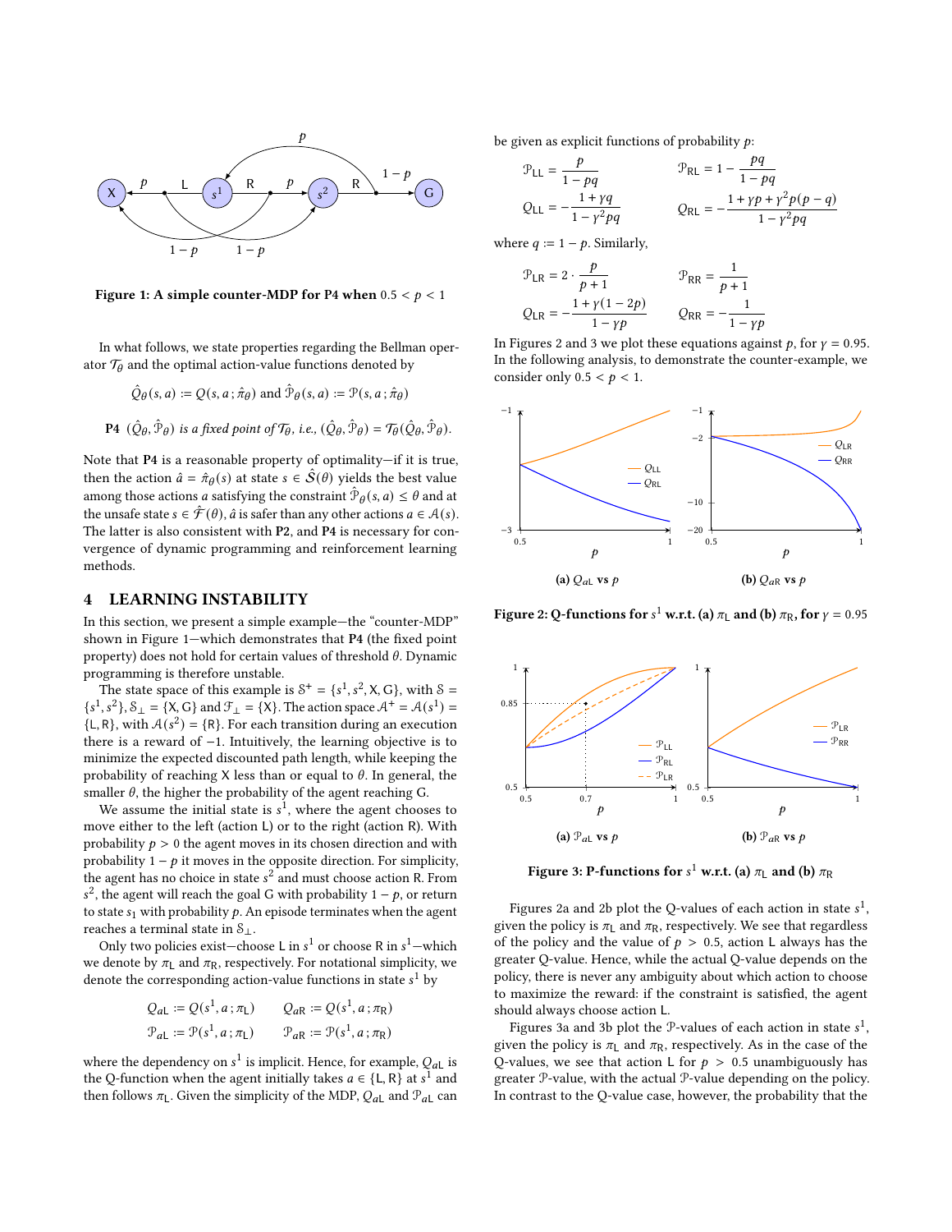Figure 1: A simple counter-MDP for P4 when $0.5 < p < 1$

In what follows, we state properties regarding the Bellman operator $\mathcal{T}_\theta$ and the optimal action-value functions denoted by

$$\hat{Q}_\theta(s,a) := Q(s,a\,;\hat{\pi}_\theta) \text{ and } \hat{\mathcal{P}}_\theta(s,a) := \mathcal{P}(s,a\,;\hat{\pi}_\theta)$$

**P4** $(\hat{Q}_\theta, \hat{\mathcal{P}}_\theta)$ *is a fixed point of* $\mathcal{T}_\theta$*, i.e.,* $(\hat{Q}_\theta, \hat{\mathcal{P}}_\theta) = \mathcal{T}_\theta(\hat{Q}_\theta, \hat{\mathcal{P}}_\theta)$.

Note that **P4** is a reasonable property of optimality—if it is true, then the action $\hat{a} = \hat{\pi}_\theta(s)$ at state $s \in \hat{\mathcal{S}}(\theta)$ yields the best value among those actions $a$ satisfying the constraint $\hat{\mathcal{P}}_\theta(s,a) \le \theta$ and at the unsafe state $s \in \hat{\mathcal{F}}(\theta)$, $\hat{a}$ is safer than any other actions $a \in \mathcal{A}(s)$. The latter is also consistent with **P2**, and **P4** is necessary for convergence of dynamic programming and reinforcement learning methods.

## 4 LEARNING INSTABILITY

In this section, we present a simple example—the "counter-MDP" shown in Figure 1—which demonstrates that **P4** (the fixed point property) does not hold for certain values of threshold $\theta$. Dynamic programming is therefore unstable.

The state space of this example is $\mathcal{S}^+ = \{s^1, s^2, \mathsf{X}, \mathsf{G}\}$, with $\mathcal{S} = \{s^1, s^2\}$, $\mathcal{S}_\perp = \{\mathsf{X}, \mathsf{G}\}$ and $\mathcal{F}_\perp = \{\mathsf{X}\}$. The action space $\mathcal{A}^+ = \mathcal{A}(s^1) = \{\mathsf{L}, \mathsf{R}\}$, with $\mathcal{A}(s^2) = \{\mathsf{R}\}$. For each transition during an execution there is a reward of $-1$. Intuitively, the learning objective is to minimize the expected discounted path length, while keeping the probability of reaching X less than or equal to $\theta$. In general, the smaller $\theta$, the higher the probability of the agent reaching G.

We assume the initial state is $s^1$, where the agent chooses to move either to the left (action L) or to the right (action R). With probability $p > 0$ the agent moves in its chosen direction and with probability $1 - p$ it moves in the opposite direction. For simplicity, the agent has no choice in state $s^2$ and must choose action R. From $s^2$, the agent will reach the goal G with probability $1 - p$, or return to state $s_1$ with probability $p$. An episode terminates when the agent reaches a terminal state in $\mathcal{S}_\perp$.

Only two policies exist—choose L in $s^1$ or choose R in $s^1$—which we denote by $\pi_\mathsf{L}$ and $\pi_\mathsf{R}$, respectively. For notational simplicity, we denote the corresponding action-value functions in state $s^1$ by

$$Q_{a\mathsf{L}} := Q(s^1, a\,;\pi_\mathsf{L}) \qquad Q_{a\mathsf{R}} := Q(s^1, a\,;\pi_\mathsf{R})$$
$$\mathcal{P}_{a\mathsf{L}} := \mathcal{P}(s^1, a\,;\pi_\mathsf{L}) \qquad \mathcal{P}_{a\mathsf{R}} := \mathcal{P}(s^1, a\,;\pi_\mathsf{R})$$

where the dependency on $s^1$ is implicit. Hence, for example, $Q_{a\mathsf{L}}$ is the Q-function when the agent initially takes $a \in \{\mathsf{L}, \mathsf{R}\}$ at $s^1$ and then follows $\pi_\mathsf{L}$. Given the simplicity of the MDP, $Q_{a\mathsf{L}}$ and $\mathcal{P}_{a\mathsf{L}}$ can be given as explicit functions of probability $p$:

$$\mathcal{P}_{\mathsf{LL}} = \frac{p}{1-pq} \qquad \mathcal{P}_{\mathsf{RL}} = 1 - \frac{pq}{1-pq}$$
$$Q_{\mathsf{LL}} = -\frac{1+\gamma q}{1-\gamma^2 pq} \qquad Q_{\mathsf{RL}} = -\frac{1+\gamma p + \gamma^2 p(p-q)}{1-\gamma^2 pq}$$

where $q := 1 - p$. Similarly,

$$\mathcal{P}_{\mathsf{LR}} = 2 \cdot \frac{p}{p+1} \qquad \mathcal{P}_{\mathsf{RR}} = \frac{1}{p+1}$$
$$Q_{\mathsf{LR}} = -\frac{1+\gamma(1-2p)}{1-\gamma p} \qquad Q_{\mathsf{RR}} = -\frac{1}{1-\gamma p}$$

In Figures 2 and 3 we plot these equations against $p$, for $\gamma = 0.95$. In the following analysis, to demonstrate the counter-example, we consider only $0.5 < p < 1$.

(a) $Q_{a\mathsf{L}}$ vs $p$ (b) $Q_{a\mathsf{R}}$ vs $p$

Figure 2: Q-functions for $s^1$ w.r.t. (a) $\pi_\mathsf{L}$ and (b) $\pi_\mathsf{R}$, for $\gamma = 0.95$

(a) $\mathcal{P}_{a\mathsf{L}}$ vs $p$ (b) $\mathcal{P}_{a\mathsf{R}}$ vs $p$

Figure 3: P-functions for $s^1$ w.r.t. (a) $\pi_\mathsf{L}$ and (b) $\pi_\mathsf{R}$

Figures 2a and 2b plot the Q-values of each action in state $s^1$, given the policy is $\pi_\mathsf{L}$ and $\pi_\mathsf{R}$, respectively. We see that regardless of the policy and the value of $p > 0.5$, action L always has the greater Q-value. Hence, while the actual Q-value depends on the policy, there is never any ambiguity about which action to choose to maximize the reward: if the constraint is satisfied, the agent should always choose action L.

Figures 3a and 3b plot the $\mathcal{P}$-values of each action in state $s^1$, given the policy is $\pi_\mathsf{L}$ and $\pi_\mathsf{R}$, respectively. As in the case of the Q-values, we see that action L for $p > 0.5$ unambiguously has greater $\mathcal{P}$-value, with the actual $\mathcal{P}$-value depending on the policy. In contrast to the Q-value case, however, the probability that the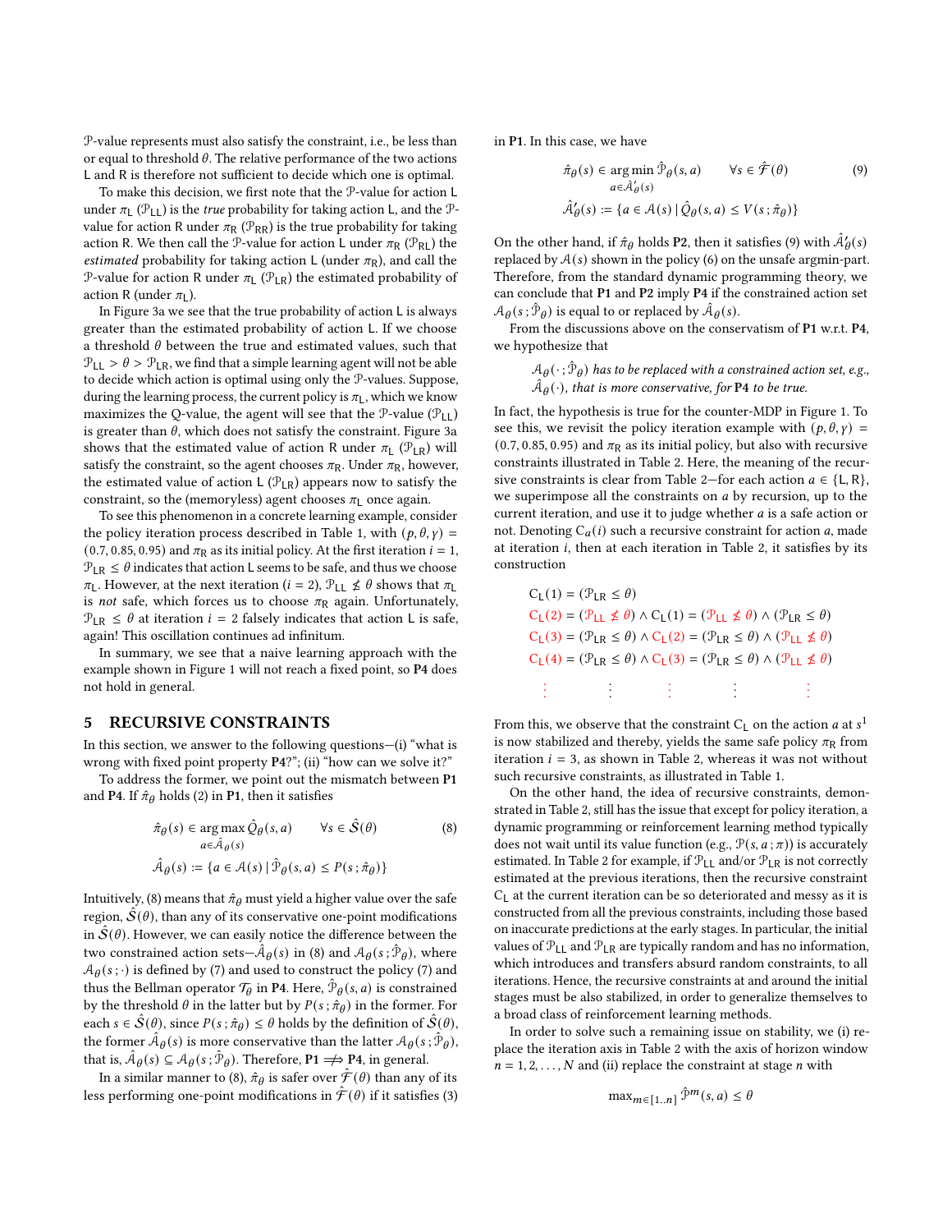$\mathcal{P}$-value represents must also satisfy the constraint, i.e., be less than or equal to threshold $\theta$. The relative performance of the two actions L and R is therefore not sufficient to decide which one is optimal.

To make this decision, we first note that the $\mathcal{P}$-value for action L under $\pi_L$ ($\mathcal{P}_{LL}$) is the *true* probability for taking action L, and the $\mathcal{P}$-value for action R under $\pi_R$ ($\mathcal{P}_{RR}$) is the true probability for taking action R. We then call the $\mathcal{P}$-value for action L under $\pi_R$ ($\mathcal{P}_{RL}$) the *estimated* probability for taking action L (under $\pi_R$), and call the $\mathcal{P}$-value for action R under $\pi_L$ ($\mathcal{P}_{LR}$) the estimated probability of action R (under $\pi_L$).

In Figure 3a we see that the true probability of action L is always greater than the estimated probability of action L. If we choose a threshold $\theta$ between the true and estimated values, such that $\mathcal{P}_{LL} > \theta > \mathcal{P}_{LR}$, we find that a simple learning agent will not be able to decide which action is optimal using only the $\mathcal{P}$-values. Suppose, during the learning process, the current policy is $\pi_L$, which we know maximizes the Q-value, the agent will see that the $\mathcal{P}$-value ($\mathcal{P}_{LL}$) is greater than $\theta$, which does not satisfy the constraint. Figure 3a shows that the estimated value of action R under $\pi_L$ ($\mathcal{P}_{LR}$) will satisfy the constraint, so the agent chooses $\pi_R$. Under $\pi_R$, however, the estimated value of action L ($\mathcal{P}_{LR}$) appears now to satisfy the constraint, so the (memoryless) agent chooses $\pi_L$ once again.

To see this phenomenon in a concrete learning example, consider the policy iteration process described in Table 1, with $(p, \theta, \gamma) = (0.7, 0.85, 0.95)$ and $\pi_R$ as its initial policy. At the first iteration $i = 1$, $\mathcal{P}_{LR} \le \theta$ indicates that action L seems to be safe, and thus we choose $\pi_L$. However, at the next iteration ($i = 2$), $\mathcal{P}_{LL} \not\le \theta$ shows that $\pi_L$ is *not* safe, which forces us to choose $\pi_R$ again. Unfortunately, $\mathcal{P}_{LR} \le \theta$ at iteration $i = 2$ falsely indicates that action L is safe, again! This oscillation continues ad infinitum.

In summary, we see that a naive learning approach with the example shown in Figure 1 will not reach a fixed point, so **P4** does not hold in general.

## 5 RECURSIVE CONSTRAINTS

In this section, we answer to the following questions—(i) "what is wrong with fixed point property **P4**?"; (ii) "how can we solve it?"

To address the former, we point out the mismatch between **P1** and **P4**. If $\hat{\pi}_\theta$ holds (2) in **P1**, then it satisfies

$$\hat{\pi}_\theta(s) \in \underset{a \in \hat{\mathcal{A}}_\theta(s)}{\arg\max}\, \hat{Q}_\theta(s, a) \qquad \forall s \in \hat{\mathcal{S}}(\theta) \tag{8}$$

$$\hat{\mathcal{A}}_\theta(s) := \{a \in \mathcal{A}(s) \,|\, \hat{\mathcal{P}}_\theta(s, a) \le P(s\,; \hat{\pi}_\theta)\}$$

Intuitively, (8) means that $\hat{\pi}_\theta$ must yield a higher value over the safe region, $\hat{\mathcal{S}}(\theta)$, than any of its conservative one-point modifications in $\hat{\mathcal{S}}(\theta)$. However, we can easily notice the difference between the two constrained action sets—$\hat{\mathcal{A}}_\theta(s)$ in (8) and $\mathcal{A}_\theta(s\,; \hat{\mathcal{P}}_\theta)$, where $\mathcal{A}_\theta(s\,; \cdot)$ is defined by (7) and used to construct the policy (7) and thus the Bellman operator $\mathcal{T}_\theta$ in **P4**. Here, $\hat{\mathcal{P}}_\theta(s, a)$ is constrained by the threshold $\theta$ in the latter but by $P(s\,; \hat{\pi}_\theta)$ in the former. For each $s \in \hat{\mathcal{S}}(\theta)$, since $P(s\,; \hat{\pi}_\theta) \le \theta$ holds by the definition of $\hat{\mathcal{S}}(\theta)$, the former $\hat{\mathcal{A}}_\theta(s)$ is more conservative than the latter $\mathcal{A}_\theta(s\,; \hat{\mathcal{P}}_\theta)$, that is, $\hat{\mathcal{A}}_\theta(s) \subseteq \mathcal{A}_\theta(s\,; \hat{\mathcal{P}}_\theta)$. Therefore, **P1** $\not\Longrightarrow$ **P4**, in general.

In a similar manner to (8), $\hat{\pi}_\theta$ is safer over $\hat{\mathcal{F}}(\theta)$ than any of its less performing one-point modifications in $\hat{\mathcal{F}}(\theta)$ if it satisfies (3) in **P1**. In this case, we have

$$\hat{\pi}_\theta(s) \in \underset{a \in \hat{\mathcal{A}}'_\theta(s)}{\arg\min}\, \hat{\mathcal{P}}_\theta(s, a) \qquad \forall s \in \hat{\mathcal{F}}(\theta) \tag{9}$$

$$\hat{\mathcal{A}}'_\theta(s) := \{a \in \mathcal{A}(s) \,|\, \hat{Q}_\theta(s, a) \le V(s\,; \hat{\pi}_\theta)\}$$

On the other hand, if $\hat{\pi}_\theta$ holds **P2**, then it satisfies (9) with $\hat{\mathcal{A}}'_\theta(s)$ replaced by $\mathcal{A}(s)$ shown in the policy (6) on the unsafe argmin-part. Therefore, from the standard dynamic programming theory, we can conclude that **P1** and **P2** imply **P4** if the constrained action set $\mathcal{A}_\theta(s\,; \hat{\mathcal{P}}_\theta)$ is equal to or replaced by $\hat{\mathcal{A}}_\theta(s)$.

From the discussions above on the conservatism of **P1** w.r.t. **P4**, we hypothesize that

> *$\mathcal{A}_\theta(\cdot\,; \hat{\mathcal{P}}_\theta)$ has to be replaced with a constrained action set, e.g., $\hat{\mathcal{A}}_\theta(\cdot)$, that is more conservative, for **P4** to be true.*

In fact, the hypothesis is true for the counter-MDP in Figure 1. To see this, we revisit the policy iteration example with $(p, \theta, \gamma) = (0.7, 0.85, 0.95)$ and $\pi_R$ as its initial policy, but also with recursive constraints illustrated in Table 2. Here, the meaning of the recursive constraints is clear from Table 2—for each action $a \in \{L, R\}$, we superimpose all the constraints on $a$ by recursion, up to the current iteration, and use it to judge whether $a$ is a safe action or not. Denoting $C_a(i)$ such a recursive constraint for action $a$, made at iteration $i$, then at each iteration in Table 2, it satisfies by its construction

$$
\begin{aligned}
C_L(1) &= (\mathcal{P}_{LR} \le \theta) \\
C_L(2) &= (\mathcal{P}_{LL} \not\le \theta) \wedge C_L(1) = (\mathcal{P}_{LL} \not\le \theta) \wedge (\mathcal{P}_{LR} \le \theta) \\
C_L(3) &= (\mathcal{P}_{LR} \le \theta) \wedge C_L(2) = (\mathcal{P}_{LR} \le \theta) \wedge (\mathcal{P}_{LL} \not\le \theta) \\
C_L(4) &= (\mathcal{P}_{LR} \le \theta) \wedge C_L(3) = (\mathcal{P}_{LR} \le \theta) \wedge (\mathcal{P}_{LL} \not\le \theta) \\
&\;\;\vdots
\end{aligned}
$$

From this, we observe that the constraint $C_L$ on the action $a$ at $s^1$ is now stabilized and thereby, yields the same safe policy $\pi_R$ from iteration $i = 3$, as shown in Table 2, whereas it was not without such recursive constraints, as illustrated in Table 1.

On the other hand, the idea of recursive constraints, demonstrated in Table 2, still has the issue that except for policy iteration, a dynamic programming or reinforcement learning method typically does not wait until its value function (e.g., $\mathcal{P}(s, a\,; \pi)$) is accurately estimated. In Table 2 for example, if $\mathcal{P}_{LL}$ and/or $\mathcal{P}_{LR}$ is not correctly estimated at the previous iterations, then the recursive constraint $C_L$ at the current iteration can be so deteriorated and messy as it is constructed from all the previous constraints, including those based on inaccurate predictions at the early stages. In particular, the initial values of $\mathcal{P}_{LL}$ and $\mathcal{P}_{LR}$ are typically random and has no information, which introduces and transfers absurd random constraints, to all iterations. Hence, the recursive constraints at and around the initial stages must be also stabilized, in order to generalize themselves to a broad class of reinforcement learning methods.

In order to solve such a remaining issue on stability, we (i) replace the iteration axis in Table 2 with the axis of horizon window $n = 1, 2, \ldots, N$ and (ii) replace the constraint at stage $n$ with

$$\max\nolimits_{m \in [1..n]} \hat{\mathcal{P}}^m(s, a) \le \theta$$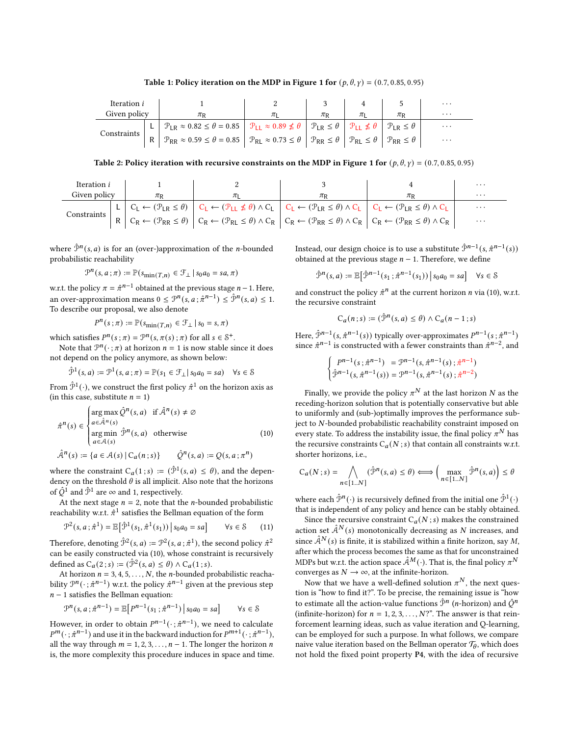**Table 1: Policy iteration on the MDP in Figure 1 for $(p, \theta, \gamma) = (0.7, 0.85, 0.95)$**

| Iteration $i$ | | 1 | 2 | 3 | 4 | 5 | $\cdots$ |
|---|---|---|---|---|---|---|---|
| Given policy | | $\pi_R$ | $\pi_L$ | $\pi_R$ | $\pi_L$ | $\pi_R$ | $\cdots$ |
| Constraints | L | $\mathcal{P}_{LR} \approx 0.82 \leq \theta = 0.85$ | $\mathcal{P}_{LL} \approx 0.89 \nleq \theta$ | $\mathcal{P}_{LR} \leq \theta$ | $\mathcal{P}_{LL} \nleq \theta$ | $\mathcal{P}_{LR} \leq \theta$ | $\cdots$ |
| | R | $\mathcal{P}_{RR} \approx 0.59 \leq \theta = 0.85$ | $\mathcal{P}_{RL} \approx 0.73 \leq \theta$ | $\mathcal{P}_{RR} \leq \theta$ | $\mathcal{P}_{RL} \leq \theta$ | $\mathcal{P}_{RR} \leq \theta$ | $\cdots$ |

**Table 2: Policy iteration with recursive constraints on the MDP in Figure 1 for $(p, \theta, \gamma) = (0.7, 0.85, 0.95)$**

| Iteration $i$ | | 1 | 2 | 3 | 4 | $\cdots$ |
|---|---|---|---|---|---|---|
| Given policy | | $\pi_R$ | $\pi_L$ | $\pi_R$ | $\pi_R$ | $\cdots$ |
| Constraints | L | $C_L \leftarrow (\mathcal{P}_{LR} \leq \theta)$ | $C_L \leftarrow (\mathcal{P}_{LL} \nleq \theta) \wedge C_L$ | $C_L \leftarrow (\mathcal{P}_{LR} \leq \theta) \wedge C_L$ | $C_L \leftarrow (\mathcal{P}_{LR} \leq \theta) \wedge C_L$ | $\cdots$ |
| | R | $C_R \leftarrow (\mathcal{P}_{RR} \leq \theta)$ | $C_R \leftarrow (\mathcal{P}_{RL} \leq \theta) \wedge C_R$ | $C_R \leftarrow (\mathcal{P}_{RR} \leq \theta) \wedge C_R$ | $C_R \leftarrow (\mathcal{P}_{RR} \leq \theta) \wedge C_R$ | $\cdots$ |

where $\hat{\mathcal{P}}^n(s, a)$ is for an (over-)approximation of the $n$-bounded probabilistic reachability

$$\mathcal{P}^n(s, a\,; \pi) := \mathbb{P}(s_{\min(T,n)} \in \mathcal{F}_\perp \mid s_0 a_0 = sa, \pi)$$

w.r.t. the policy $\pi = \hat{\pi}^{n-1}$ obtained at the previous stage $n-1$. Here, an over-approximation means $0 \leq \mathcal{P}^n(s, a\,; \hat{\pi}^{n-1}) \leq \hat{\mathcal{P}}^n(s, a) \leq 1$. To describe our proposal, we also denote

$$P^n(s\,; \pi) := \mathbb{P}(s_{\min(T,n)} \in \mathcal{F}_\perp \mid s_0 = s, \pi)$$

which satisfies $P^n(s\,; \pi) = \mathcal{P}^n(s, \pi(s)\,; \pi)$ for all $s \in \mathcal{S}^+$.

Note that $\mathcal{P}^n(\cdot\,; \pi)$ at horizon $n = 1$ is now stable since it does not depend on the policy anymore, as shown below:

$$\hat{\mathcal{P}}^1(s, a) := \mathcal{P}^1(s, a\,; \pi) = \mathbb{P}(s_1 \in \mathcal{F}_\perp \mid s_0 a_0 = sa) \quad \forall s \in \mathcal{S}$$

From $\hat{\mathcal{P}}^1(\cdot)$, we construct the first policy $\hat{\pi}^1$ on the horizon axis as (in this case, substitute $n = 1$)

$$\hat{\pi}^n(s) \in \begin{cases} \arg\max_{a \in \hat{\mathcal{A}}^n(s)} \hat{Q}^n(s, a) & \text{if } \hat{\mathcal{A}}^n(s) \neq \emptyset \\ \arg\min_{a \in \mathcal{A}(s)} \hat{\mathcal{P}}^n(s, a) & \text{otherwise} \end{cases} \tag{10}$$

$$\hat{\mathcal{A}}^n(s) := \{a \in \mathcal{A}(s) \mid C_a(n\,; s)\} \qquad \hat{Q}^n(s, a) := Q(s, a\,; \pi^n)$$

where the constraint $C_a(1\,; s) := (\hat{\mathcal{P}}^1(s, a) \leq \theta)$, and the dependency on the threshold $\theta$ is all implicit. Also note that the horizons of $\hat{Q}^1$ and $\hat{\mathcal{P}}^1$ are $\infty$ and 1, respectively.

At the next stage $n = 2$, note that the $n$-bounded probabilistic reachability w.r.t. $\hat{\pi}^1$ satisfies the Bellman equation of the form

$$\mathcal{P}^2(s, a\,; \hat{\pi}^1) = \mathbb{E}\big[\hat{\mathcal{P}}^1(s_1, \hat{\pi}^1(s_1)) \,\big|\, s_0 a_0 = sa\big] \qquad \forall s \in \mathcal{S} \tag{11}$$

Therefore, denoting $\hat{\mathcal{P}}^2(s, a) := \mathcal{P}^2(s, a\,; \hat{\pi}^1)$, the second policy $\hat{\pi}^2$ can be easily constructed via (10), whose constraint is recursively defined as $C_a(2\,; s) := (\hat{\mathcal{P}}^2(s, a) \leq \theta) \wedge C_a(1\,; s)$.

At horizon $n = 3, 4, 5, \ldots, N$, the $n$-bounded probabilistic reachability $\mathcal{P}^n(\cdot\,; \hat{\pi}^{n-1})$ w.r.t. the policy $\hat{\pi}^{n-1}$ given at the previous step $n-1$ satisfies the Bellman equation:

$$\mathcal{P}^n(s, a\,; \hat{\pi}^{n-1}) = \mathbb{E}\big[P^{n-1}(s_1\,; \hat{\pi}^{n-1}) \,\big|\, s_0 a_0 = sa\big] \qquad \forall s \in \mathcal{S}$$

However, in order to obtain $P^{n-1}(\cdot\,; \hat{\pi}^{n-1})$, we need to calculate $P^m(\cdot\,; \hat{\pi}^{n-1})$ and use it in the backward induction for $P^{m+1}(\cdot\,; \hat{\pi}^{n-1})$, all the way through $m = 1, 2, 3, \ldots, n-1$. The longer the horizon $n$ is, the more complexity this procedure induces in space and time.

Instead, our design choice is to use a substitute $\hat{\mathcal{P}}^{n-1}(s, \hat{\pi}^{n-1}(s))$ obtained at the previous stage $n-1$. Therefore, we define

$$\hat{\mathcal{P}}^n(s, a) := \mathbb{E}\big[\hat{\mathcal{P}}^{n-1}(s_1\,; \hat{\pi}^{n-1}(s_1)) \,\big|\, s_0 a_0 = sa\big] \quad \forall s \in \mathcal{S}$$

and construct the policy $\hat{\pi}^n$ at the current horizon $n$ via (10), w.r.t. the recursive constraint

$$C_a(n\,; s) := (\hat{\mathcal{P}}^n(s, a) \leq \theta) \wedge C_a(n-1\,; s)$$

Here, $\hat{\mathcal{P}}^{n-1}(s, \hat{\pi}^{n-1}(s))$ typically over-approximates $P^{n-1}(s\,; \hat{\pi}^{n-1})$ since $\hat{\pi}^{n-1}$ is constructed with a fewer constraints than $\hat{\pi}^{n-2}$, and

$$\begin{cases} P^{n-1}(s\,; \hat{\pi}^{n-1}) &= \mathcal{P}^{n-1}(s, \hat{\pi}^{n-1}(s)\,; \hat{\pi}^{n-1}) \\ \hat{\mathcal{P}}^{n-1}(s, \hat{\pi}^{n-1}(s)) &= \mathcal{P}^{n-1}(s, \hat{\pi}^{n-1}(s)\,; \hat{\pi}^{n-2}) \end{cases}$$

Finally, we provide the policy $\pi^N$ at the last horizon $N$ as the receding-horizon solution that is potentially conservative but able to uniformly and (sub-)optimally improves the performance subject to $N$-bounded probabilistic reachability constraint imposed on every state. To address the instability issue, the final policy $\pi^N$ has the recursive constraints $C_a(N\,; s)$ that contain all constraints w.r.t. shorter horizons, i.e.,

$$C_a(N\,; s) = \bigwedge_{n \in [1..N]} (\hat{\mathcal{P}}^n(s, a) \leq \theta) \Longleftrightarrow \Big(\max_{n \in [1..N]} \hat{\mathcal{P}}^n(s, a)\Big) \leq \theta$$

where each $\hat{\mathcal{P}}^n(\cdot)$ is recursively defined from the initial one $\hat{\mathcal{P}}^1(\cdot)$ that is independent of any policy and hence can be stably obtained.

Since the recursive constraint $C_a(N\,; s)$ makes the constrained action set $\hat{\mathcal{A}}^N(s)$ monotonically decreasing as $N$ increases, and since $\hat{\mathcal{A}}^N(s)$ is finite, it is stabilized within a finite horizon, say $M$, after which the process becomes the same as that for unconstrained MDPs but w.r.t. the action space $\hat{\mathcal{A}}^M(\cdot)$. That is, the final policy $\pi^N$ converges as $N \to \infty$, at the infinite-horizon.

Now that we have a well-defined solution $\pi^N$, the next question is "how to find it?". To be precise, the remaining issue is "how to estimate all the action-value functions $\hat{\mathcal{P}}^n$ ($n$-horizon) and $\hat{Q}^n$ (infinite-horizon) for $n = 1, 2, 3, \ldots, N$?". The answer is that reinforcement learning ideas, such as value iteration and Q-learning, can be employed for such a purpose. In what follows, we compare naive value iteration based on the Bellman operator $\mathcal{T}_\theta$, which does not hold the fixed point property **P4**, with the idea of recursive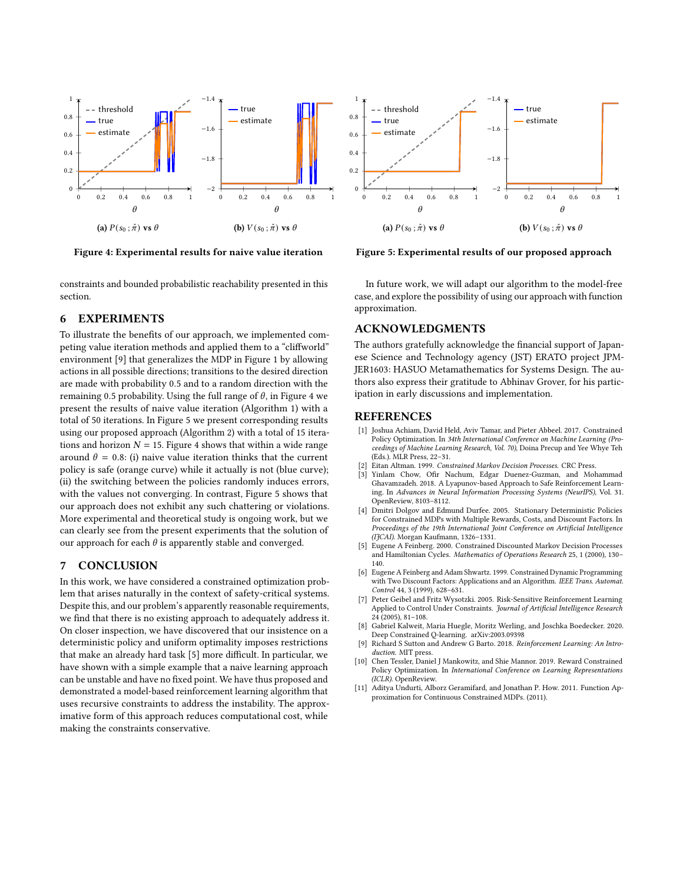(a) $P(s_0\,;\hat{\pi})$ vs $\theta$

(b) $V(s_0\,;\hat{\pi})$ vs $\theta$

**Figure 4: Experimental results for naive value iteration**

(a) $P(s_0\,;\hat{\pi})$ vs $\theta$

(b) $V(s_0\,;\hat{\pi})$ vs $\theta$

**Figure 5: Experimental results of our proposed approach**

constraints and bounded probabilistic reachability presented in this section.

## 6 EXPERIMENTS

To illustrate the benefits of our approach, we implemented competing value iteration methods and applied them to a "cliffworld" environment [9] that generalizes the MDP in Figure 1 by allowing actions in all possible directions; transitions to the desired direction are made with probability 0.5 and to a random direction with the remaining 0.5 probability. Using the full range of $\theta$, in Figure 4 we present the results of naive value iteration (Algorithm 1) with a total of 50 iterations. In Figure 5 we present corresponding results using our proposed approach (Algorithm 2) with a total of 15 iterations and horizon $N = 15$. Figure 4 shows that within a wide range around $\theta = 0.8$: (i) naive value iteration thinks that the current policy is safe (orange curve) while it actually is not (blue curve); (ii) the switching between the policies randomly induces errors, with the values not converging. In contrast, Figure 5 shows that our approach does not exhibit any such chattering or violations. More experimental and theoretical study is ongoing work, but we can clearly see from the present experiments that the solution of our approach for each $\theta$ is apparently stable and converged.

## 7 CONCLUSION

In this work, we have considered a constrained optimization problem that arises naturally in the context of safety-critical systems. Despite this, and our problem's apparently reasonable requirements, we find that there is no existing approach to adequately address it. On closer inspection, we have discovered that our insistence on a deterministic policy and uniform optimality imposes restrictions that make an already hard task [5] more difficult. In particular, we have shown with a simple example that a naive learning approach can be unstable and have no fixed point. We have thus proposed and demonstrated a model-based reinforcement learning algorithm that uses recursive constraints to address the instability. The approximative form of this approach reduces computational cost, while making the constraints conservative.

In future work, we will adapt our algorithm to the model-free case, and explore the possibility of using our approach with function approximation.

## ACKNOWLEDGMENTS

The authors gratefully acknowledge the financial support of Japanese Science and Technology agency (JST) ERATO project JPMJER1603: HASUO Metamathematics for Systems Design. The authors also express their gratitude to Abhinav Grover, for his participation in early discussions and implementation.

## REFERENCES

[1] Joshua Achiam, David Held, Aviv Tamar, and Pieter Abbeel. 2017. Constrained Policy Optimization. In *34th International Conference on Machine Learning (Proceedings of Machine Learning Research, Vol. 70)*, Doina Precup and Yee Whye Teh (Eds.). MLR Press, 22–31.

[2] Eitan Altman. 1999. *Constrained Markov Decision Processes.* CRC Press.

[3] Yinlam Chow, Ofir Nachum, Edgar Duenez-Guzman, and Mohammad Ghavamzadeh. 2018. A Lyapunov-based Approach to Safe Reinforcement Learning. In *Advances in Neural Information Processing Systems (NeurIPS)*, Vol. 31. OpenReview, 8103–8112.

[4] Dmitri Dolgov and Edmund Durfee. 2005. Stationary Deterministic Policies for Constrained MDPs with Multiple Rewards, Costs, and Discount Factors. In *Proceedings of the 19th International Joint Conference on Artificial Intelligence (IJCAI)*. Morgan Kaufmann, 1326–1331.

[5] Eugene A Feinberg. 2000. Constrained Discounted Markov Decision Processes and Hamiltonian Cycles. *Mathematics of Operations Research* 25, 1 (2000), 130–140.

[6] Eugene A Feinberg and Adam Shwartz. 1999. Constrained Dynamic Programming with Two Discount Factors: Applications and an Algorithm. *IEEE Trans. Automat. Control* 44, 3 (1999), 628–631.

[7] Peter Geibel and Fritz Wysotzki. 2005. Risk-Sensitive Reinforcement Learning Applied to Control Under Constraints. *Journal of Artificial Intelligence Research* 24 (2005), 81–108.

[8] Gabriel Kalweit, Maria Huegle, Moritz Werling, and Joschka Boedecker. 2020. Deep Constrained Q-learning. arXiv:2003.09398

[9] Richard S Sutton and Andrew G Barto. 2018. *Reinforcement Learning: An Introduction.* MIT press.

[10] Chen Tessler, Daniel J Mankowitz, and Shie Mannor. 2019. Reward Constrained Policy Optimization. In *International Conference on Learning Representations (ICLR)*. OpenReview.

[11] Aditya Undurti, Alborz Geramifard, and Jonathan P. How. 2011. Function Approximation for Continuous Constrained MDPs. (2011).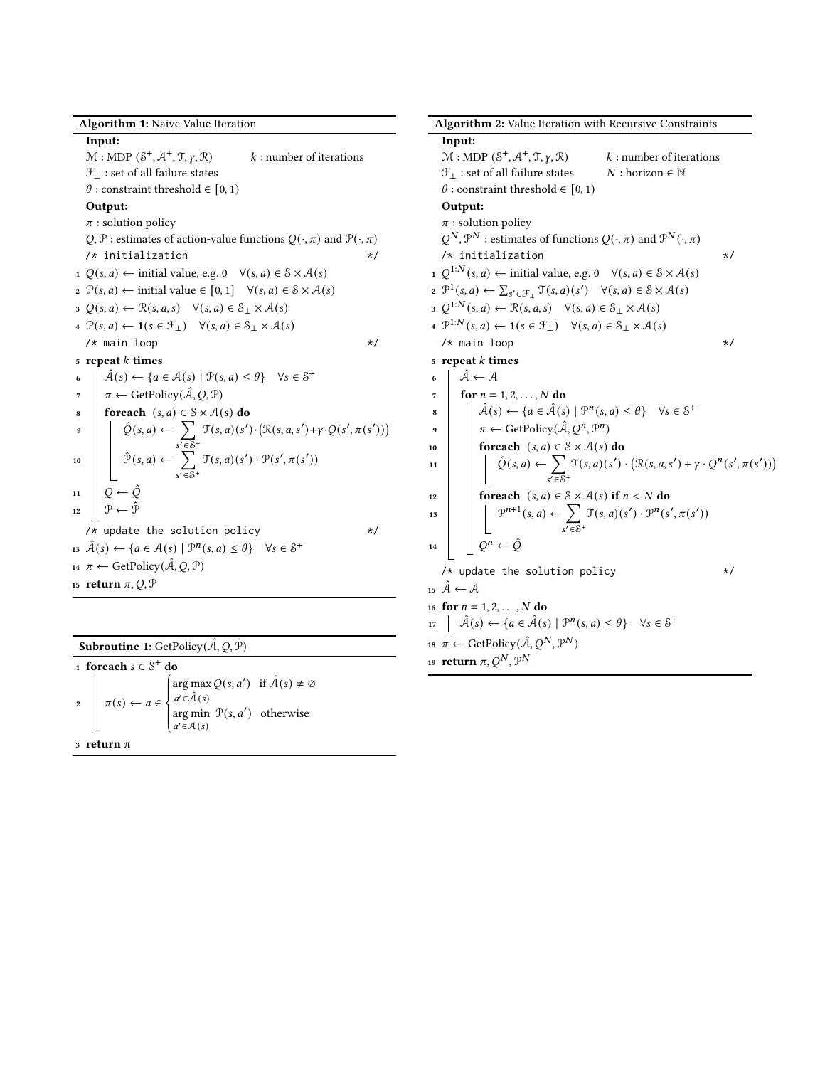**Algorithm 1:** Naive Value Iteration

**Input:**

$\mathcal{M}$ : MDP $(\mathcal{S}^+, \mathcal{A}^+, \mathcal{T}, \gamma, \mathcal{R})$ $\quad$ $k$ : number of iterations

$\mathcal{F}_\perp$ : set of all failure states

$\theta$ : constraint threshold $\in [0, 1)$

**Output:**

$\pi$ : solution policy

$Q, \mathcal{P}$ : estimates of action-value functions $Q(\cdot, \pi)$ and $\mathcal{P}(\cdot, \pi)$

```
/* initialization */
```

1. $Q(s, a) \leftarrow$ initial value, e.g. 0 $\quad \forall (s, a) \in \mathcal{S} \times \mathcal{A}(s)$
2. $\mathcal{P}(s, a) \leftarrow$ initial value $\in [0, 1] \quad \forall (s, a) \in \mathcal{S} \times \mathcal{A}(s)$
3. $Q(s, a) \leftarrow \mathcal{R}(s, a, s) \quad \forall (s, a) \in \mathcal{S}_\perp \times \mathcal{A}(s)$
4. $\mathcal{P}(s, a) \leftarrow \mathbf{1}(s \in \mathcal{F}_\perp) \quad \forall (s, a) \in \mathcal{S}_\perp \times \mathcal{A}(s)$

```
/* main loop */
```

5. **repeat** $k$ **times**
6. $\quad \hat{\mathcal{A}}(s) \leftarrow \{a \in \mathcal{A}(s) \mid \mathcal{P}(s, a) \leq \theta\} \quad \forall s \in \mathcal{S}^+$
7. $\quad \pi \leftarrow \text{GetPolicy}(\hat{\mathcal{A}}, Q, \mathcal{P})$
8. $\quad$ **foreach** $(s, a) \in \mathcal{S} \times \mathcal{A}(s)$ **do**
9. $\quad\quad \hat{Q}(s, a) \leftarrow \sum_{s' \in \mathcal{S}^+} \mathcal{T}(s, a)(s') \cdot \big(\mathcal{R}(s, a, s') + \gamma \cdot Q(s', \pi(s'))\big)$
10. $\quad\quad \hat{\mathcal{P}}(s, a) \leftarrow \sum_{s' \in \mathcal{S}^+} \mathcal{T}(s, a)(s') \cdot \mathcal{P}(s', \pi(s'))$
11. $\quad Q \leftarrow \hat{Q}$
12. $\quad \mathcal{P} \leftarrow \hat{\mathcal{P}}$

```
/* update the solution policy */
```

13. $\hat{\mathcal{A}}(s) \leftarrow \{a \in \mathcal{A}(s) \mid \mathcal{P}^n(s, a) \leq \theta\} \quad \forall s \in \mathcal{S}^+$
14. $\pi \leftarrow \text{GetPolicy}(\hat{\mathcal{A}}, Q, \mathcal{P})$
15. **return** $\pi, Q, \mathcal{P}$

**Subroutine 1:** GetPolicy$(\hat{\mathcal{A}}, Q, \mathcal{P})$

1. **foreach** $s \in \mathcal{S}^+$ **do**
2. $\quad \pi(s) \leftarrow a \in \begin{cases} \arg\max_{a' \in \hat{\mathcal{A}}(s)} Q(s, a') & \text{if } \hat{\mathcal{A}}(s) \neq \varnothing \\ \arg\min_{a' \in \mathcal{A}(s)} \mathcal{P}(s, a') & \text{otherwise} \end{cases}$
3. **return** $\pi$

**Algorithm 2:** Value Iteration with Recursive Constraints

**Input:**

$\mathcal{M}$ : MDP $(\mathcal{S}^+, \mathcal{A}^+, \mathcal{T}, \gamma, \mathcal{R})$ $\quad$ $k$ : number of iterations

$\mathcal{F}_\perp$ : set of all failure states $\quad$ $N$ : horizon $\in \mathbb{N}$

$\theta$ : constraint threshold $\in [0, 1)$

**Output:**

$\pi$ : solution policy

$Q^N, \mathcal{P}^N$ : estimates of functions $Q(\cdot, \pi)$ and $\mathcal{P}^N(\cdot, \pi)$

```
/* initialization */
```

1. $Q^{1:N}(s, a) \leftarrow$ initial value, e.g. 0 $\quad \forall (s, a) \in \mathcal{S} \times \mathcal{A}(s)$
2. $\mathcal{P}^1(s, a) \leftarrow \sum_{s' \in \mathcal{F}_\perp} \mathcal{T}(s, a)(s') \quad \forall (s, a) \in \mathcal{S} \times \mathcal{A}(s)$
3. $Q^{1:N}(s, a) \leftarrow \mathcal{R}(s, a, s) \quad \forall (s, a) \in \mathcal{S}_\perp \times \mathcal{A}(s)$
4. $\mathcal{P}^{1:N}(s, a) \leftarrow \mathbf{1}(s \in \mathcal{F}_\perp) \quad \forall (s, a) \in \mathcal{S}_\perp \times \mathcal{A}(s)$

```
/* main loop */
```

5. **repeat** $k$ **times**
6. $\quad \hat{\mathcal{A}} \leftarrow \mathcal{A}$
7. $\quad$ **for** $n = 1, 2, \ldots, N$ **do**
8. $\quad\quad \hat{\mathcal{A}}(s) \leftarrow \{a \in \hat{\mathcal{A}}(s) \mid \mathcal{P}^n(s, a) \leq \theta\} \quad \forall s \in \mathcal{S}^+$
9. $\quad\quad \pi \leftarrow \text{GetPolicy}(\hat{\mathcal{A}}, Q^n, \mathcal{P}^n)$
10. $\quad\quad$ **foreach** $(s, a) \in \mathcal{S} \times \mathcal{A}(s)$ **do**
11. $\quad\quad\quad \hat{Q}(s, a) \leftarrow \sum_{s' \in \mathcal{S}^+} \mathcal{T}(s, a)(s') \cdot \big(\mathcal{R}(s, a, s') + \gamma \cdot Q^n(s', \pi(s'))\big)$
12. $\quad\quad$ **foreach** $(s, a) \in \mathcal{S} \times \mathcal{A}(s)$ **if** $n < N$ **do**
13. $\quad\quad\quad \mathcal{P}^{n+1}(s, a) \leftarrow \sum_{s' \in \mathcal{S}^+} \mathcal{T}(s, a)(s') \cdot \mathcal{P}^n(s', \pi(s'))$
14. $\quad\quad Q^n \leftarrow \hat{Q}$

```
/* update the solution policy */
```

15. $\hat{\mathcal{A}} \leftarrow \mathcal{A}$
16. **for** $n = 1, 2, \ldots, N$ **do**
17. $\quad \hat{\mathcal{A}}(s) \leftarrow \{a \in \hat{\mathcal{A}}(s) \mid \mathcal{P}^n(s, a) \leq \theta\} \quad \forall s \in \mathcal{S}^+$
18. $\pi \leftarrow \text{GetPolicy}(\hat{\mathcal{A}}, Q^N, \mathcal{P}^N)$
19. **return** $\pi, Q^N, \mathcal{P}^N$